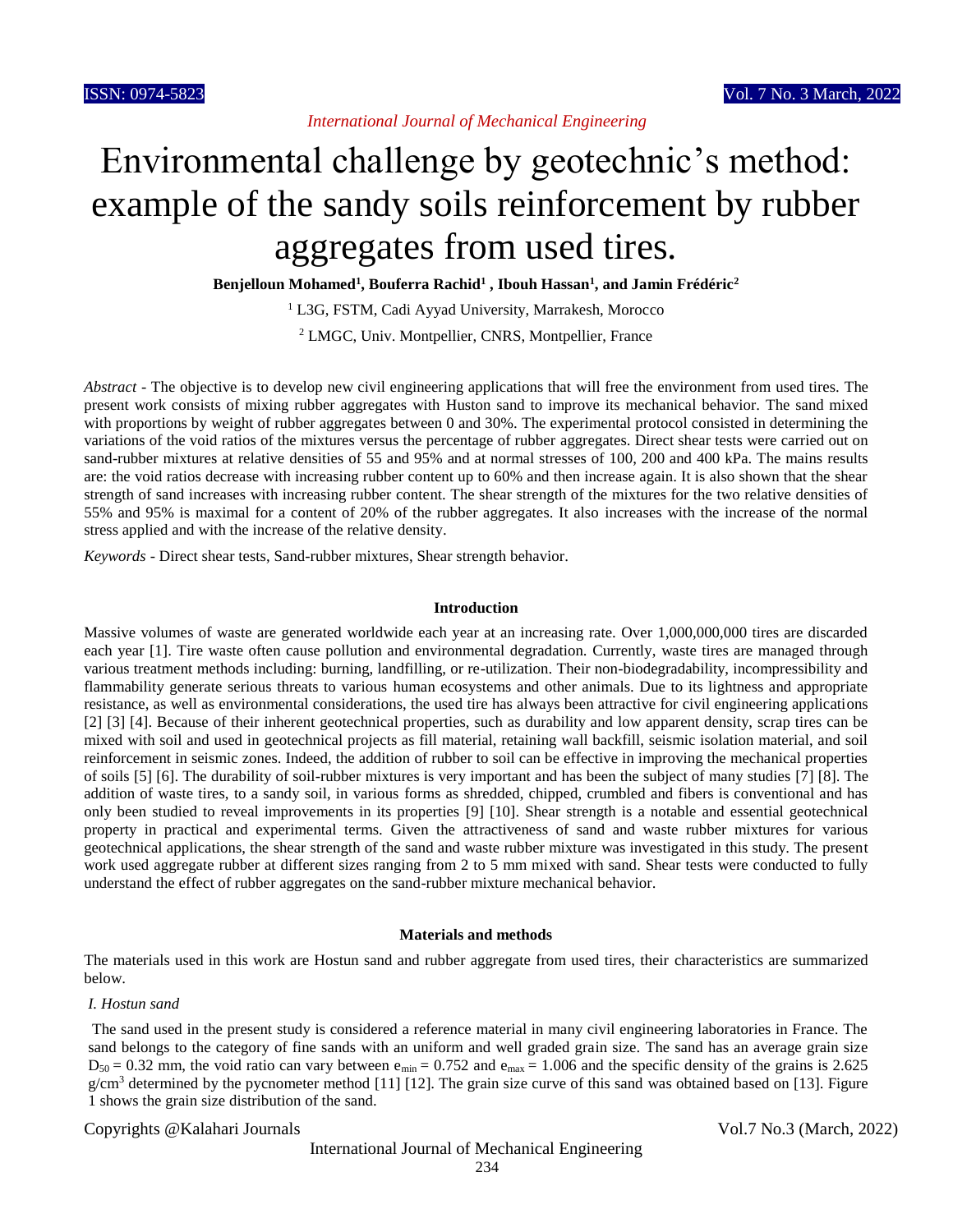# Environmental challenge by geotechnic's method: example of the sandy soils reinforcement by rubber aggregates from used tires.

**Benjelloun Mohamed[1], Bouferra Rachid[1] , Ibouh Hassan[1], and Jamin Frédéric[2]**

[1] L3G, FSTM, Cadi Ayyad University, Marrakesh, Morocco

[2] LMGC, Univ. Montpellier, CNRS, Montpellier, France

*Abstract* - The objective is to develop new civil engineering applications that will free the environment from used tires. The present work consists of mixing rubber aggregates with Huston sand to improve its mechanical behavior. The sand mixed with proportions by weight of rubber aggregates between 0 and 30%. The experimental protocol consisted in determining the variations of the void ratios of the mixtures versus the percentage of rubber aggregates. Direct shear tests were carried out on sand-rubber mixtures at relative densities of 55 and 95% and at normal stresses of 100, 200 and 400 kPa. The mains results are: the void ratios decrease with increasing rubber content up to 60% and then increase again. It is also shown that the shear strength of sand increases with increasing rubber content. The shear strength of the mixtures for the two relative densities of 55% and 95% is maximal for a content of 20% of the rubber aggregates. It also increases with the increase of the normal stress applied and with the increase of the relative density.

*Keywords* - Direct shear tests, Sand-rubber mixtures, Shear strength behavior.

## Introduction

Massive volumes of waste are generated worldwide each year at an increasing rate. Over 1,000,000,000 tires are discarded each year [1]. Tire waste often cause pollution and environmental degradation. Currently, waste tires are managed through various treatment methods including: burning, landfilling, or re-utilization. Their non-biodegradability, incompressibility and flammability generate serious threats to various human ecosystems and other animals. Due to its lightness and appropriate resistance, as well as environmental considerations, the used tire has always been attractive for civil engineering applications [2] [3] [4]. Because of their inherent geotechnical properties, such as durability and low apparent density, scrap tires can be mixed with soil and used in geotechnical projects as fill material, retaining wall backfill, seismic isolation material, and soil reinforcement in seismic zones. Indeed, the addition of rubber to soil can be effective in improving the mechanical properties of soils [5] [6]. The durability of soil-rubber mixtures is very important and has been the subject of many studies [7] [8]. The addition of waste tires, to a sandy soil, in various forms as shredded, chipped, crumbled and fibers is conventional and has only been studied to reveal improvements in its properties [9] [10]. Shear strength is a notable and essential geotechnical property in practical and experimental terms. Given the attractiveness of sand and waste rubber mixtures for various geotechnical applications, the shear strength of the sand and waste rubber mixture was investigated in this study. The present work used aggregate rubber at different sizes ranging from 2 to 5 mm mixed with sand. Shear tests were conducted to fully understand the effect of rubber aggregates on the sand-rubber mixture mechanical behavior.

## Materials and methods

The materials used in this work are Hostun sand and rubber aggregate from used tires, their characteristics are summarized below.

### *I. Hostun sand*

The sand used in the present study is considered a reference material in many civil engineering laboratories in France. The sand belongs to the category of fine sands with an uniform and well graded grain size. The sand has an average grain size $D_{50} = 0.32$ mm, the void ratio can vary between $e_{min} = 0.752$ and $e_{max} = 1.006$ and the specific density of the grains is 2.625 g/cm$^3$ determined by the pycnometer method [11] [12]. The grain size curve of this sand was obtained based on [13]. Figure 1 shows the grain size distribution of the sand.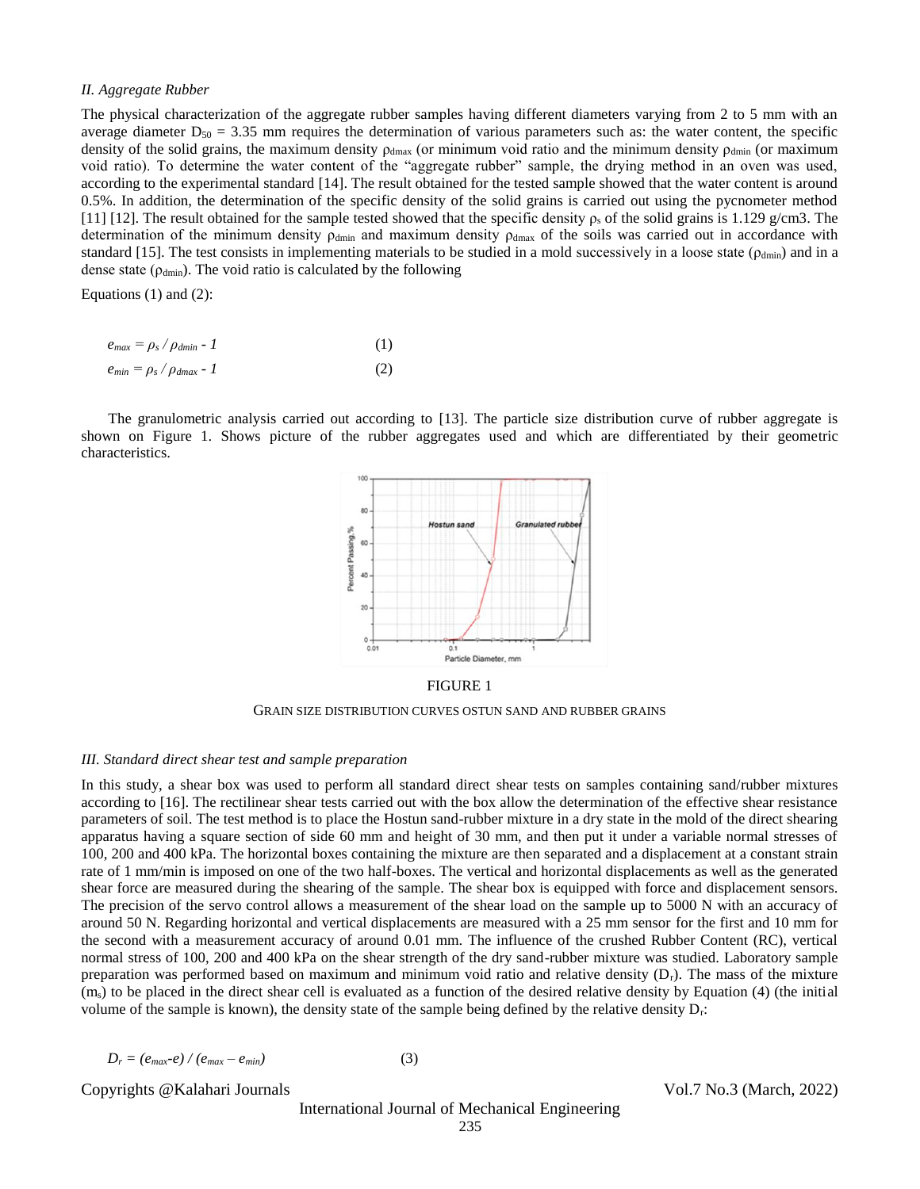*II. Aggregate Rubber*

The physical characterization of the aggregate rubber samples having different diameters varying from 2 to 5 mm with an average diameter $D_{50}$ = 3.35 mm requires the determination of various parameters such as: the water content, the specific density of the solid grains, the maximum density $\rho_{dmax}$ (or minimum void ratio and the minimum density $\rho_{dmin}$ (or maximum void ratio). To determine the water content of the "aggregate rubber" sample, the drying method in an oven was used, according to the experimental standard [14]. The result obtained for the tested sample showed that the water content is around 0.5%. In addition, the determination of the specific density of the solid grains is carried out using the pycnometer method [11] [12]. The result obtained for the sample tested showed that the specific density $\rho_s$ of the solid grains is 1.129 g/cm3. The determination of the minimum density $\rho_{dmin}$ and maximum density $\rho_{dmax}$ of the soils was carried out in accordance with standard [15]. The test consists in implementing materials to be studied in a mold successively in a loose state ($\rho_{dmin}$) and in a dense state ($\rho_{dmin}$). The void ratio is calculated by the following

Equations (1) and (2):

$$e_{max} = \rho_s / \rho_{dmin} - 1 \quad (1)$$

$$e_{min} = \rho_s / \rho_{dmax} - 1 \quad (2)$$

The granulometric analysis carried out according to [13]. The particle size distribution curve of rubber aggregate is shown on Figure 1. Shows picture of the rubber aggregates used and which are differentiated by their geometric characteristics.

FIGURE 1

GRAIN SIZE DISTRIBUTION CURVES OSTUN SAND AND RUBBER GRAINS

*III. Standard direct shear test and sample preparation*

In this study, a shear box was used to perform all standard direct shear tests on samples containing sand/rubber mixtures according to [16]. The rectilinear shear tests carried out with the box allow the determination of the effective shear resistance parameters of soil. The test method is to place the Hostun sand-rubber mixture in a dry state in the mold of the direct shearing apparatus having a square section of side 60 mm and height of 30 mm, and then put it under a variable normal stresses of 100, 200 and 400 kPa. The horizontal boxes containing the mixture are then separated and a displacement at a constant strain rate of 1 mm/min is imposed on one of the two half-boxes. The vertical and horizontal displacements as well as the generated shear force are measured during the shearing of the sample. The shear box is equipped with force and displacement sensors. The precision of the servo control allows a measurement of the shear load on the sample up to 5000 N with an accuracy of around 50 N. Regarding horizontal and vertical displacements are measured with a 25 mm sensor for the first and 10 mm for the second with a measurement accuracy of around 0.01 mm. The influence of the crushed Rubber Content (RC), vertical normal stress of 100, 200 and 400 kPa on the shear strength of the dry sand-rubber mixture was studied. Laboratory sample preparation was performed based on maximum and minimum void ratio and relative density ($D_r$). The mass of the mixture ($m_s$) to be placed in the direct shear cell is evaluated as a function of the desired relative density by Equation (4) (the initial volume of the sample is known), the density state of the sample being defined by the relative density $D_r$:

$$D_r = (e_{max} - e) / (e_{max} - e_{min}) \quad (3)$$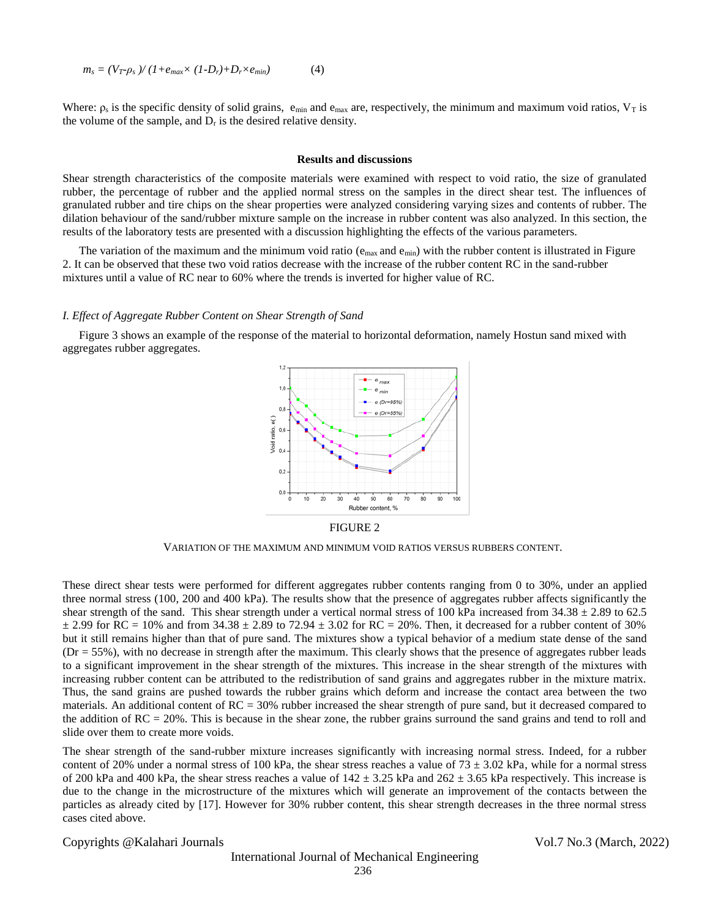$$m_s = (V_T \rho_s)/ (1+e_{max}\times (1-D_r)+D_r\times e_{min}) \qquad (4)$$

Where: $\rho_s$ is the specific density of solid grains, $e_{min}$ and $e_{max}$ are, respectively, the minimum and maximum void ratios, $V_T$ is the volume of the sample, and $D_r$ is the desired relative density.

## Results and discussions

Shear strength characteristics of the composite materials were examined with respect to void ratio, the size of granulated rubber, the percentage of rubber and the applied normal stress on the samples in the direct shear test. The influences of granulated rubber and tire chips on the shear properties were analyzed considering varying sizes and contents of rubber. The dilation behaviour of the sand/rubber mixture sample on the increase in rubber content was also analyzed. In this section, the results of the laboratory tests are presented with a discussion highlighting the effects of the various parameters.

The variation of the maximum and the minimum void ratio ($e_{max}$ and $e_{min}$) with the rubber content is illustrated in Figure 2. It can be observed that these two void ratios decrease with the increase of the rubber content RC in the sand-rubber mixtures until a value of RC near to 60% where the trends is inverted for higher value of RC.

### *I. Effect of Aggregate Rubber Content on Shear Strength of Sand*

Figure 3 shows an example of the response of the material to horizontal deformation, namely Hostun sand mixed with aggregates rubber aggregates.

FIGURE 2

VARIATION OF THE MAXIMUM AND MINIMUM VOID RATIOS VERSUS RUBBERS CONTENT.

These direct shear tests were performed for different aggregates rubber contents ranging from 0 to 30%, under an applied three normal stress (100, 200 and 400 kPa). The results show that the presence of aggregates rubber affects significantly the shear strength of the sand. This shear strength under a vertical normal stress of 100 kPa increased from 34.38 ± 2.89 to 62.5 ± 2.99 for RC = 10% and from 34.38 ± 2.89 to 72.94 ± 3.02 for RC = 20%. Then, it decreased for a rubber content of 30% but it still remains higher than that of pure sand. The mixtures show a typical behavior of a medium state dense of the sand (Dr = 55%), with no decrease in strength after the maximum. This clearly shows that the presence of aggregates rubber leads to a significant improvement in the shear strength of the mixtures. This increase in the shear strength of the mixtures with increasing rubber content can be attributed to the redistribution of sand grains and aggregates rubber in the mixture matrix. Thus, the sand grains are pushed towards the rubber grains which deform and increase the contact area between the two materials. An additional content of RC = 30% rubber increased the shear strength of pure sand, but it decreased compared to the addition of RC = 20%. This is because in the shear zone, the rubber grains surround the sand grains and tend to roll and slide over them to create more voids.

The shear strength of the sand-rubber mixture increases significantly with increasing normal stress. Indeed, for a rubber content of 20% under a normal stress of 100 kPa, the shear stress reaches a value of 73 ± 3.02 kPa, while for a normal stress of 200 kPa and 400 kPa, the shear stress reaches a value of 142 ± 3.25 kPa and 262 ± 3.65 kPa respectively. This increase is due to the change in the microstructure of the mixtures which will generate an improvement of the contacts between the particles as already cited by [17]. However for 30% rubber content, this shear strength decreases in the three normal stress cases cited above.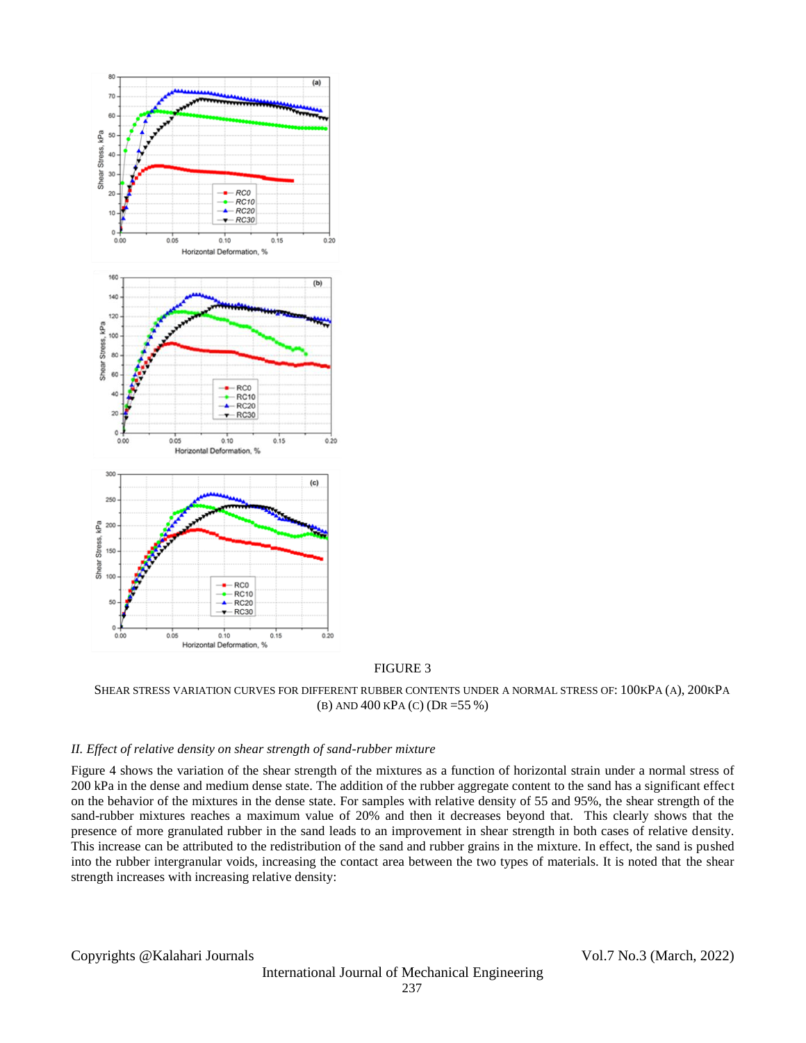FIGURE 3

SHEAR STRESS VARIATION CURVES FOR DIFFERENT RUBBER CONTENTS UNDER A NORMAL STRESS OF: 100KPA (A), 200KPA (B) AND 400 KPA (C) ($D_R$ =55 %)

### *II. Effect of relative density on shear strength of sand-rubber mixture*

Figure 4 shows the variation of the shear strength of the mixtures as a function of horizontal strain under a normal stress of 200 kPa in the dense and medium dense state. The addition of the rubber aggregate content to the sand has a significant effect on the behavior of the mixtures in the dense state. For samples with relative density of 55 and 95%, the shear strength of the sand-rubber mixtures reaches a maximum value of 20% and then it decreases beyond that. This clearly shows that the presence of more granulated rubber in the sand leads to an improvement in shear strength in both cases of relative density. This increase can be attributed to the redistribution of the sand and rubber grains in the mixture. In effect, the sand is pushed into the rubber intergranular voids, increasing the contact area between the two types of materials. It is noted that the shear strength increases with increasing relative density: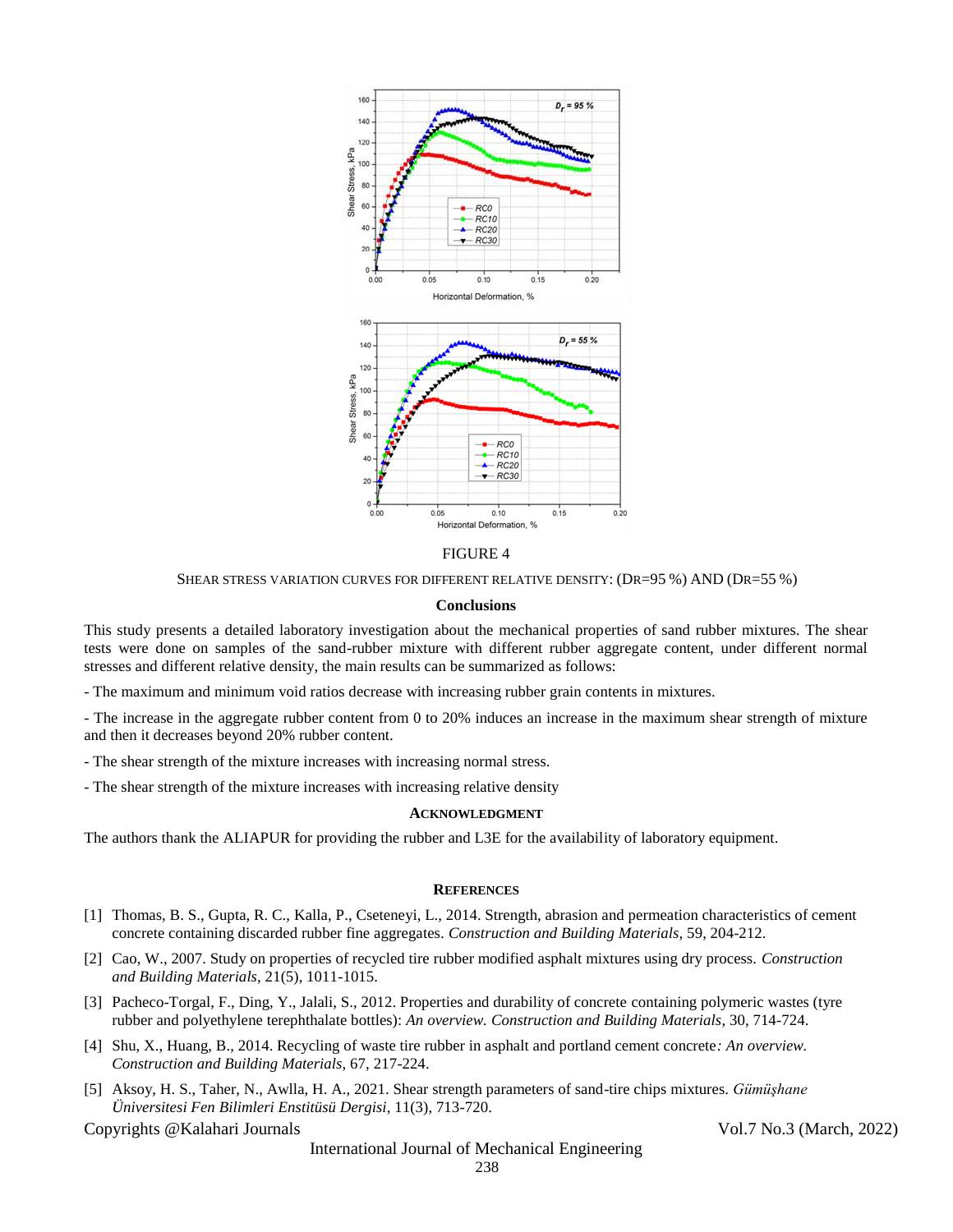FIGURE 4

SHEAR STRESS VARIATION CURVES FOR DIFFERENT RELATIVE DENSITY: ($D_R$=95 %) AND ($D_R$=55 %)

## Conclusions

This study presents a detailed laboratory investigation about the mechanical properties of sand rubber mixtures. The shear tests were done on samples of the sand-rubber mixture with different rubber aggregate content, under different normal stresses and different relative density, the main results can be summarized as follows:

- The maximum and minimum void ratios decrease with increasing rubber grain contents in mixtures.

- The increase in the aggregate rubber content from 0 to 20% induces an increase in the maximum shear strength of mixture and then it decreases beyond 20% rubber content.

- The shear strength of the mixture increases with increasing normal stress.

- The shear strength of the mixture increases with increasing relative density

## Acknowledgment

The authors thank the ALIAPUR for providing the rubber and L3E for the availability of laboratory equipment.

## References

[1] Thomas, B. S., Gupta, R. C., Kalla, P., Cseteneyi, L., 2014. Strength, abrasion and permeation characteristics of cement concrete containing discarded rubber fine aggregates. *Construction and Building Materials*, 59, 204-212.

[2] Cao, W., 2007. Study on properties of recycled tire rubber modified asphalt mixtures using dry process. *Construction and Building Materials*, 21(5), 1011-1015.

[3] Pacheco-Torgal, F., Ding, Y., Jalali, S., 2012. Properties and durability of concrete containing polymeric wastes (tyre rubber and polyethylene terephthalate bottles): *An overview. Construction and Building Materials*, 30, 714-724.

[4] Shu, X., Huang, B., 2014. Recycling of waste tire rubber in asphalt and portland cement concrete*: An overview. Construction and Building Materials*, 67, 217-224.

[5] Aksoy, H. S., Taher, N., Awlla, H. A., 2021. Shear strength parameters of sand-tire chips mixtures. *Gümüşhane Üniversitesi Fen Bilimleri Enstitüsü Dergisi*, 11(3), 713-720.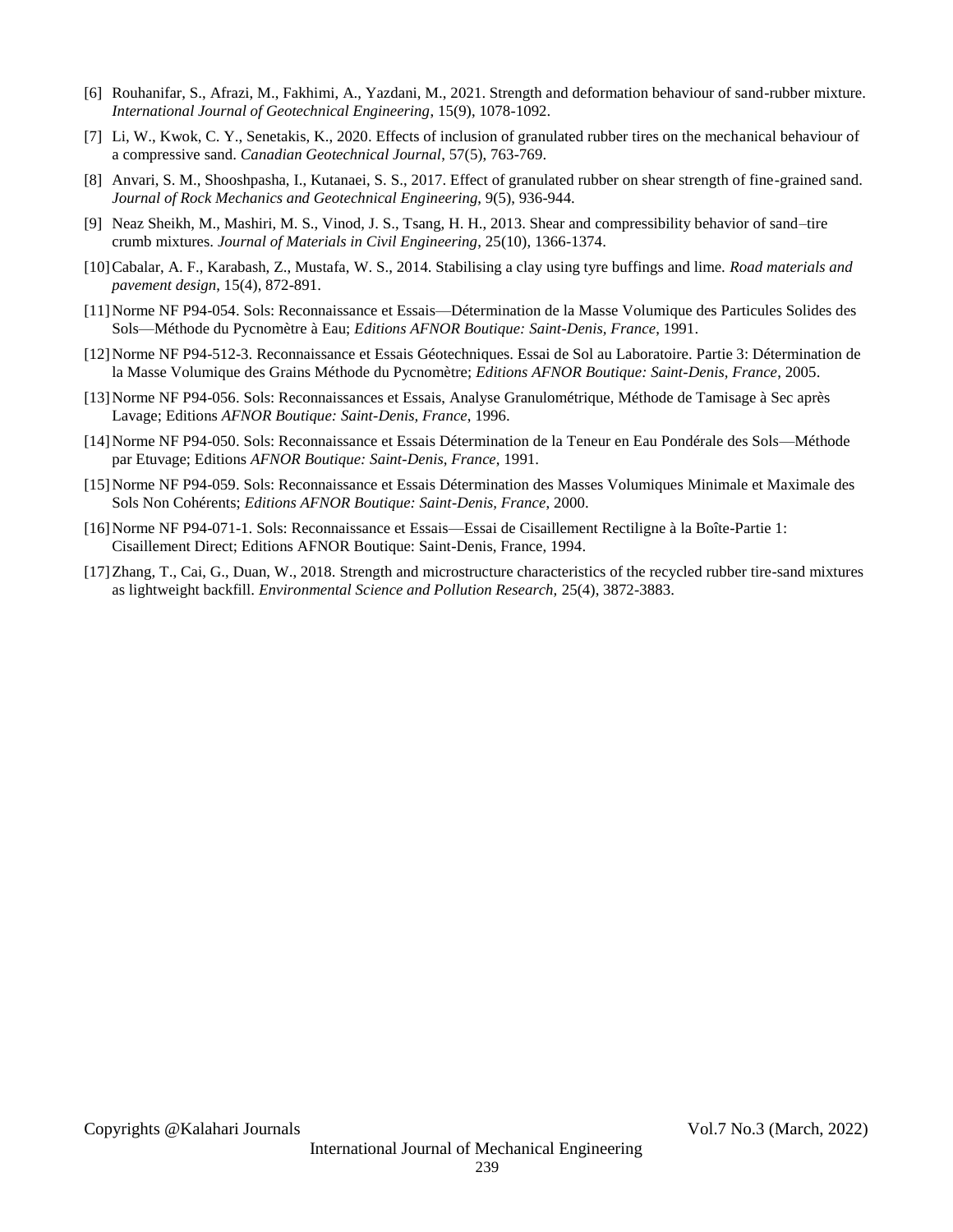[6] Rouhanifar, S., Afrazi, M., Fakhimi, A., Yazdani, M., 2021. Strength and deformation behaviour of sand-rubber mixture. *International Journal of Geotechnical Engineering*, 15(9), 1078-1092.

[7] Li, W., Kwok, C. Y., Senetakis, K., 2020. Effects of inclusion of granulated rubber tires on the mechanical behaviour of a compressive sand. *Canadian Geotechnical Journal*, 57(5), 763-769.

[8] Anvari, S. M., Shooshpasha, I., Kutanaei, S. S., 2017. Effect of granulated rubber on shear strength of fine-grained sand. *Journal of Rock Mechanics and Geotechnical Engineering*, 9(5), 936-944.

[9] Neaz Sheikh, M., Mashiri, M. S., Vinod, J. S., Tsang, H. H., 2013. Shear and compressibility behavior of sand–tire crumb mixtures. *Journal of Materials in Civil Engineering*, 25(10), 1366-1374.

[10] Cabalar, A. F., Karabash, Z., Mustafa, W. S., 2014. Stabilising a clay using tyre buffings and lime. *Road materials and pavement design*, 15(4), 872-891.

[11] Norme NF P94-054. Sols: Reconnaissance et Essais—Détermination de la Masse Volumique des Particules Solides des Sols—Méthode du Pycnomètre à Eau; *Editions AFNOR Boutique: Saint-Denis, France*, 1991.

[12] Norme NF P94-512-3. Reconnaissance et Essais Géotechniques. Essai de Sol au Laboratoire. Partie 3: Détermination de la Masse Volumique des Grains Méthode du Pycnomètre; *Editions AFNOR Boutique: Saint-Denis, France*, 2005.

[13] Norme NF P94-056. Sols: Reconnaissances et Essais, Analyse Granulométrique, Méthode de Tamisage à Sec après Lavage; Editions *AFNOR Boutique: Saint-Denis, France*, 1996.

[14] Norme NF P94-050. Sols: Reconnaissance et Essais Détermination de la Teneur en Eau Pondérale des Sols—Méthode par Etuvage; Editions *AFNOR Boutique: Saint-Denis, France*, 1991.

[15] Norme NF P94-059. Sols: Reconnaissance et Essais Détermination des Masses Volumiques Minimale et Maximale des Sols Non Cohérents; *Editions AFNOR Boutique: Saint-Denis, France*, 2000.

[16] Norme NF P94-071-1. Sols: Reconnaissance et Essais—Essai de Cisaillement Rectiligne à la Boîte-Partie 1: Cisaillement Direct; Editions AFNOR Boutique: Saint-Denis, France, 1994.

[17] Zhang, T., Cai, G., Duan, W., 2018. Strength and microstructure characteristics of the recycled rubber tire-sand mixtures as lightweight backfill. *Environmental Science and Pollution Research,* 25(4), 3872-3883.